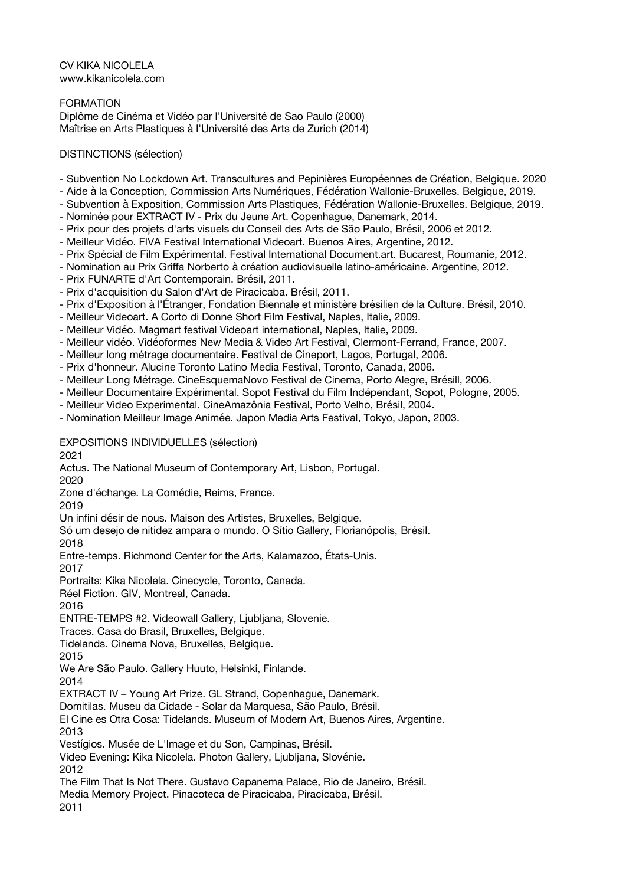CV KIKA NICOLELA
www.kikanicolela.com

## FORMATION

Diplôme de Cinéma et Vidéo par l'Université de Sao Paulo (2000)
Maîtrise en Arts Plastiques à l'Université des Arts de Zurich (2014)

## DISTINCTIONS (sélection)

- Subvention No Lockdown Art. Transcultures and Pepinières Européennes de Création, Belgique. 2020
- Aide à la Conception, Commission Arts Numériques, Fédération Wallonie-Bruxelles. Belgique, 2019.
- Subvention à Exposition, Commission Arts Plastiques, Fédération Wallonie-Bruxelles. Belgique, 2019.
- Nominée pour EXTRACT IV - Prix du Jeune Art. Copenhague, Danemark, 2014.
- Prix pour des projets d'arts visuels du Conseil des Arts de São Paulo, Brésil, 2006 et 2012.
- Meilleur Vidéo. FIVA Festival International Videoart. Buenos Aires, Argentine, 2012.
- Prix Spécial de Film Expérimental. Festival International Document.art. Bucarest, Roumanie, 2012.
- Nomination au Prix Griffa Norberto à création audiovisuelle latino-américaine. Argentine, 2012.
- Prix FUNARTE d'Art Contemporain. Brésil, 2011.
- Prix d'acquisition du Salon d'Art de Piracicaba. Brésil, 2011.
- Prix d'Exposition à l'Étranger, Fondation Biennale et ministère brésilien de la Culture. Brésil, 2010.
- Meilleur Videoart. A Corto di Donne Short Film Festival, Naples, Italie, 2009.
- Meilleur Vidéo. Magmart festival Videoart international, Naples, Italie, 2009.
- Meilleur vidéo. Vidéoformes New Media & Video Art Festival, Clermont-Ferrand, France, 2007.
- Meilleur long métrage documentaire. Festival de Cineport, Lagos, Portugal, 2006.
- Prix d'honneur. Alucine Toronto Latino Media Festival, Toronto, Canada, 2006.
- Meilleur Long Métrage. CineEsquemaNovo Festival de Cinema, Porto Alegre, Brésill, 2006.
- Meilleur Documentaire Expérimental. Sopot Festival du Film Indépendant, Sopot, Pologne, 2005.
- Meilleur Video Experimental. CineAmazônia Festival, Porto Velho, Brésil, 2004.
- Nomination Meilleur Image Animée. Japon Media Arts Festival, Tokyo, Japon, 2003.

## EXPOSITIONS INDIVIDUELLES (sélection)

2021
Actus. The National Museum of Contemporary Art, Lisbon, Portugal.
2020
Zone d'échange. La Comédie, Reims, France.
2019
Un infini désir de nous. Maison des Artistes, Bruxelles, Belgique.
Só um desejo de nitidez ampara o mundo. O Sítio Gallery, Florianópolis, Brésil.
2018
Entre-temps. Richmond Center for the Arts, Kalamazoo, États-Unis.
2017
Portraits: Kika Nicolela. Cinecycle, Toronto, Canada.
Réel Fiction. GIV, Montreal, Canada.
2016
ENTRE-TEMPS #2. Videowall Gallery, Ljubljana, Slovenie.
Traces. Casa do Brasil, Bruxelles, Belgique.
Tidelands. Cinema Nova, Bruxelles, Belgique.
2015
We Are São Paulo. Gallery Huuto, Helsinki, Finlande.
2014
EXTRACT IV – Young Art Prize. GL Strand, Copenhague, Danemark.
Domitilas. Museu da Cidade - Solar da Marquesa, São Paulo, Brésil.
El Cine es Otra Cosa: Tidelands. Museum of Modern Art, Buenos Aires, Argentine.
2013
Vestígios. Musée de L'Image et du Son, Campinas, Brésil.
Video Evening: Kika Nicolela. Photon Gallery, Ljubljana, Slovénie.
2012
The Film That Is Not There. Gustavo Capanema Palace, Rio de Janeiro, Brésil.
Media Memory Project. Pinacoteca de Piracicaba, Piracicaba, Brésil.
2011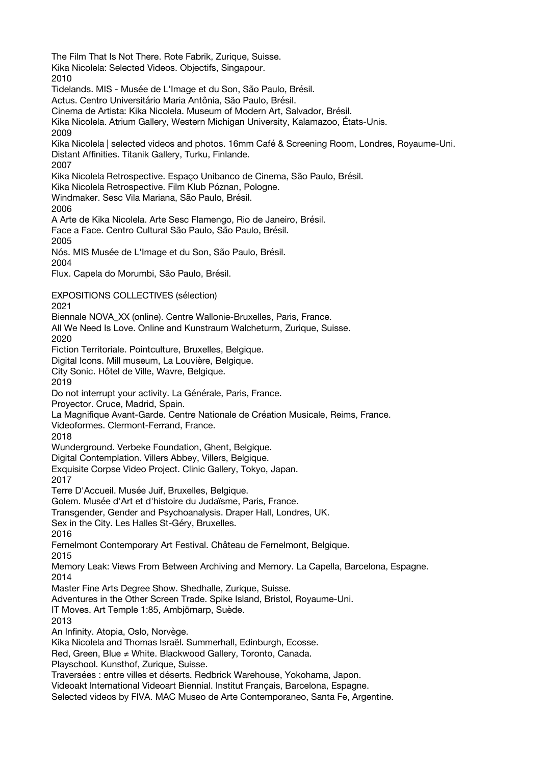The Film That Is Not There. Rote Fabrik, Zurique, Suisse.
Kika Nicolela: Selected Videos. Objectifs, Singapour.
2010
Tidelands. MIS - Musée de L'Image et du Son, São Paulo, Brésil.
Actus. Centro Universitário Maria Antônia, São Paulo, Brésil.
Cinema de Artista: Kika Nicolela. Museum of Modern Art, Salvador, Brésil.
Kika Nicolela. Atrium Gallery, Western Michigan University, Kalamazoo, États-Unis.
2009
Kika Nicolela | selected videos and photos. 16mm Café & Screening Room, Londres, Royaume-Uni.
Distant Affinities. Titanik Gallery, Turku, Finlande.
2007
Kika Nicolela Retrospective. Espaço Unibanco de Cinema, São Paulo, Brésil.
Kika Nicolela Retrospective. Film Klub Póznan, Pologne.
Windmaker. Sesc Vila Mariana, São Paulo, Brésil.
2006
A Arte de Kika Nicolela. Arte Sesc Flamengo, Rio de Janeiro, Brésil.
Face a Face. Centro Cultural São Paulo, São Paulo, Brésil.
2005
Nós. MIS Musée de L'Image et du Son, São Paulo, Brésil.
2004
Flux. Capela do Morumbi, São Paulo, Brésil.

EXPOSITIONS COLLECTIVES (sélection)
2021
Biennale NOVA_XX (online). Centre Wallonie-Bruxelles, Paris, France.
All We Need Is Love. Online and Kunstraum Walcheturm, Zurique, Suisse.
2020
Fiction Territoriale. Pointculture, Bruxelles, Belgique.
Digital Icons. Mill museum, La Louvière, Belgique.
City Sonic. Hôtel de Ville, Wavre, Belgique.
2019
Do not interrupt your activity. La Générale, Paris, France.
Proyector. Cruce, Madrid, Spain.
La Magnifique Avant-Garde. Centre Nationale de Création Musicale, Reims, France.
Videoformes. Clermont-Ferrand, France.
2018
Wunderground. Verbeke Foundation, Ghent, Belgique.
Digital Contemplation. Villers Abbey, Villers, Belgique.
Exquisite Corpse Video Project. Clinic Gallery, Tokyo, Japan.
2017
Terre D'Accueil. Musée Juif, Bruxelles, Belgique.
Golem. Musée d'Art et d'histoire du Judaïsme, Paris, France.
Transgender, Gender and Psychoanalysis. Draper Hall, Londres, UK.
Sex in the City. Les Halles St-Géry, Bruxelles.
2016
Fernelmont Contemporary Art Festival. Château de Fernelmont, Belgique.
2015
Memory Leak: Views From Between Archiving and Memory. La Capella, Barcelona, Espagne.
2014
Master Fine Arts Degree Show. Shedhalle, Zurique, Suisse.
Adventures in the Other Screen Trade. Spike Island, Bristol, Royaume-Uni.
IT Moves. Art Temple 1:85, Ambjörnarp, Suède.
2013
An Infinity. Atopia, Oslo, Norvège.
Kika Nicolela and Thomas Israël. Summerhall, Edinburgh, Ecosse.
Red, Green, Blue ≠ White. Blackwood Gallery, Toronto, Canada.
Playschool. Kunsthof, Zurique, Suisse.
Traversées : entre villes et déserts. Redbrick Warehouse, Yokohama, Japon.
Videoakt International Videoart Biennial. Institut Français, Barcelona, Espagne.
Selected videos by FIVA. MAC Museo de Arte Contemporaneo, Santa Fe, Argentine.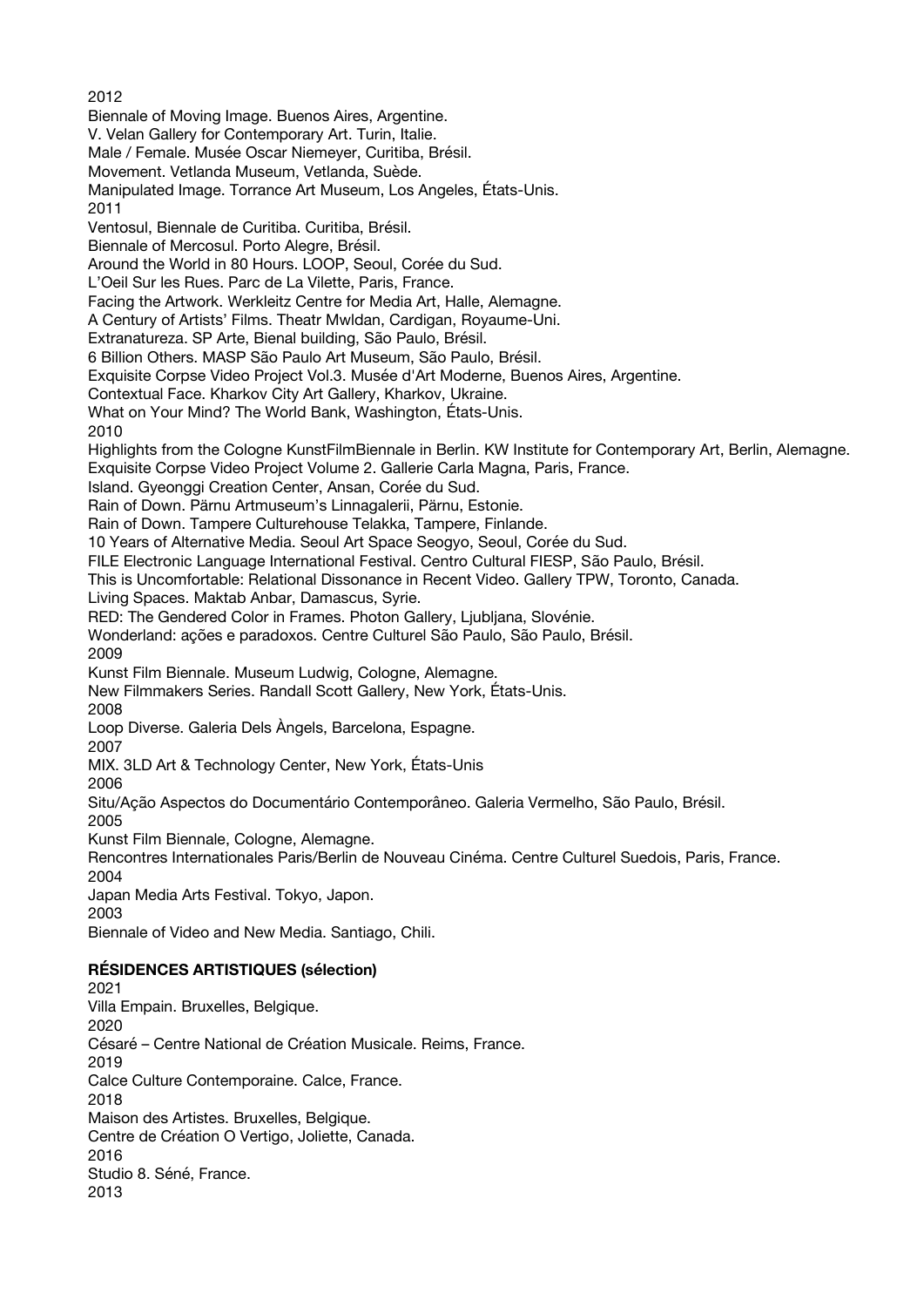2012

Biennale of Moving Image. Buenos Aires, Argentine.

V. Velan Gallery for Contemporary Art. Turin, Italie.

Male / Female. Musée Oscar Niemeyer, Curitiba, Brésil.

Movement. Vetlanda Museum, Vetlanda, Suède.

Manipulated Image. Torrance Art Museum, Los Angeles, États-Unis.

2011

Ventosul, Biennale de Curitiba. Curitiba, Brésil.

Biennale of Mercosul. Porto Alegre, Brésil.

Around the World in 80 Hours. LOOP, Seoul, Corée du Sud.

L'Oeil Sur les Rues. Parc de La Vilette, Paris, France.

Facing the Artwork. Werkleitz Centre for Media Art, Halle, Alemagne.

A Century of Artists' Films. Theatr Mwldan, Cardigan, Royaume-Uni.

Extranatureza. SP Arte, Bienal building, São Paulo, Brésil.

6 Billion Others. MASP São Paulo Art Museum, São Paulo, Brésil.

Exquisite Corpse Video Project Vol.3. Musée d'Art Moderne, Buenos Aires, Argentine.

Contextual Face. Kharkov City Art Gallery, Kharkov, Ukraine.

What on Your Mind? The World Bank, Washington, États-Unis.

2010

Highlights from the Cologne KunstFilmBiennale in Berlin. KW Institute for Contemporary Art, Berlin, Alemagne.

Exquisite Corpse Video Project Volume 2. Gallerie Carla Magna, Paris, France.

Island. Gyeonggi Creation Center, Ansan, Corée du Sud.

Rain of Down. Pärnu Artmuseum's Linnagalerii, Pärnu, Estonie.

Rain of Down. Tampere Culturehouse Telakka, Tampere, Finlande.

10 Years of Alternative Media. Seoul Art Space Seogyo, Seoul, Corée du Sud.

FILE Electronic Language International Festival. Centro Cultural FIESP, São Paulo, Brésil.

This is Uncomfortable: Relational Dissonance in Recent Video. Gallery TPW, Toronto, Canada.

Living Spaces. Maktab Anbar, Damascus, Syrie.

RED: The Gendered Color in Frames. Photon Gallery, Ljubljana, Slovénie.

Wonderland: ações e paradoxos. Centre Culturel São Paulo, São Paulo, Brésil.

2009

Kunst Film Biennale. Museum Ludwig, Cologne, Alemagne.

New Filmmakers Series. Randall Scott Gallery, New York, États-Unis.

2008

Loop Diverse. Galeria Dels Àngels, Barcelona, Espagne.

2007

MIX. 3LD Art & Technology Center, New York, États-Unis

2006

Situ/Ação Aspectos do Documentário Contemporâneo. Galeria Vermelho, São Paulo, Brésil.

2005

Kunst Film Biennale, Cologne, Alemagne.

Rencontres Internationales Paris/Berlin de Nouveau Cinéma. Centre Culturel Suedois, Paris, France.

2004

Japan Media Arts Festival. Tokyo, Japon.

2003

Biennale of Video and New Media. Santiago, Chili.

**RÉSIDENCES ARTISTIQUES (sélection)**

2021

Villa Empain. Bruxelles, Belgique.

2020

Césaré – Centre National de Création Musicale. Reims, France.

2019

Calce Culture Contemporaine. Calce, France.

2018

Maison des Artistes. Bruxelles, Belgique.

Centre de Création O Vertigo, Joliette, Canada.

2016

Studio 8. Séné, France.

2013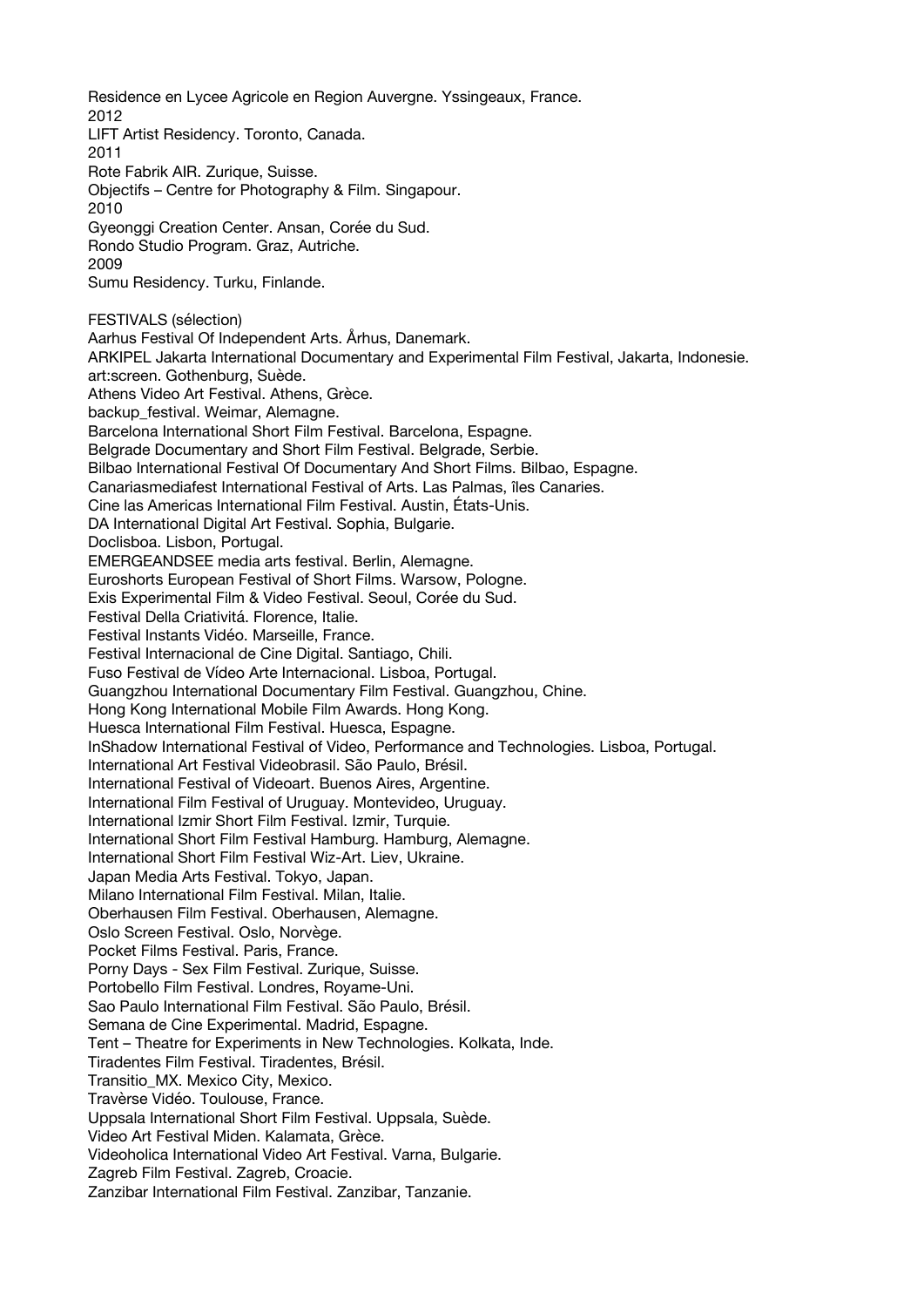Residence en Lycee Agricole en Region Auvergne. Yssingeaux, France.
2012
LIFT Artist Residency. Toronto, Canada.
2011
Rote Fabrik AIR. Zurique, Suisse.
Objectifs – Centre for Photography & Film. Singapour.
2010
Gyeonggi Creation Center. Ansan, Corée du Sud.
Rondo Studio Program. Graz, Autriche.
2009
Sumu Residency. Turku, Finlande.

FESTIVALS (sélection)
Aarhus Festival Of Independent Arts. Århus, Danemark.
ARKIPEL Jakarta International Documentary and Experimental Film Festival, Jakarta, Indonesie.
art:screen. Gothenburg, Suède.
Athens Video Art Festival. Athens, Grèce.
backup_festival. Weimar, Alemagne.
Barcelona International Short Film Festival. Barcelona, Espagne.
Belgrade Documentary and Short Film Festival. Belgrade, Serbie.
Bilbao International Festival Of Documentary And Short Films. Bilbao, Espagne.
Canariasmediafest International Festival of Arts. Las Palmas, îles Canaries.
Cine las Americas International Film Festival. Austin, États-Unis.
DA International Digital Art Festival. Sophia, Bulgarie.
Doclisboa. Lisbon, Portugal.
EMERGEANDSEE media arts festival. Berlin, Alemagne.
Euroshorts European Festival of Short Films. Warsow, Pologne.
Exis Experimental Film & Video Festival. Seoul, Corée du Sud.
Festival Della Criativitá. Florence, Italie.
Festival Instants Vidéo. Marseille, France.
Festival Internacional de Cine Digital. Santiago, Chili.
Fuso Festival de Vídeo Arte Internacional. Lisboa, Portugal.
Guangzhou International Documentary Film Festival. Guangzhou, Chine.
Hong Kong International Mobile Film Awards. Hong Kong.
Huesca International Film Festival. Huesca, Espagne.
InShadow International Festival of Video, Performance and Technologies. Lisboa, Portugal.
International Art Festival Videobrasil. São Paulo, Brésil.
International Festival of Videoart. Buenos Aires, Argentine.
International Film Festival of Uruguay. Montevideo, Uruguay.
International Izmir Short Film Festival. Izmir, Turquie.
International Short Film Festival Hamburg. Hamburg, Alemagne.
International Short Film Festival Wiz-Art. Liev, Ukraine.
Japan Media Arts Festival. Tokyo, Japan.
Milano International Film Festival. Milan, Italie.
Oberhausen Film Festival. Oberhausen, Alemagne.
Oslo Screen Festival. Oslo, Norvège.
Pocket Films Festival. Paris, France.
Porny Days - Sex Film Festival. Zurique, Suisse.
Portobello Film Festival. Londres, Royame-Uni.
Sao Paulo International Film Festival. São Paulo, Brésil.
Semana de Cine Experimental. Madrid, Espagne.
Tent – Theatre for Experiments in New Technologies. Kolkata, Inde.
Tiradentes Film Festival. Tiradentes, Brésil.
Transitio_MX. Mexico City, Mexico.
Travèrse Vidéo. Toulouse, France.
Uppsala International Short Film Festival. Uppsala, Suède.
Video Art Festival Miden. Kalamata, Grèce.
Videoholica International Video Art Festival. Varna, Bulgarie.
Zagreb Film Festival. Zagreb, Croacie.
Zanzibar International Film Festival. Zanzibar, Tanzanie.